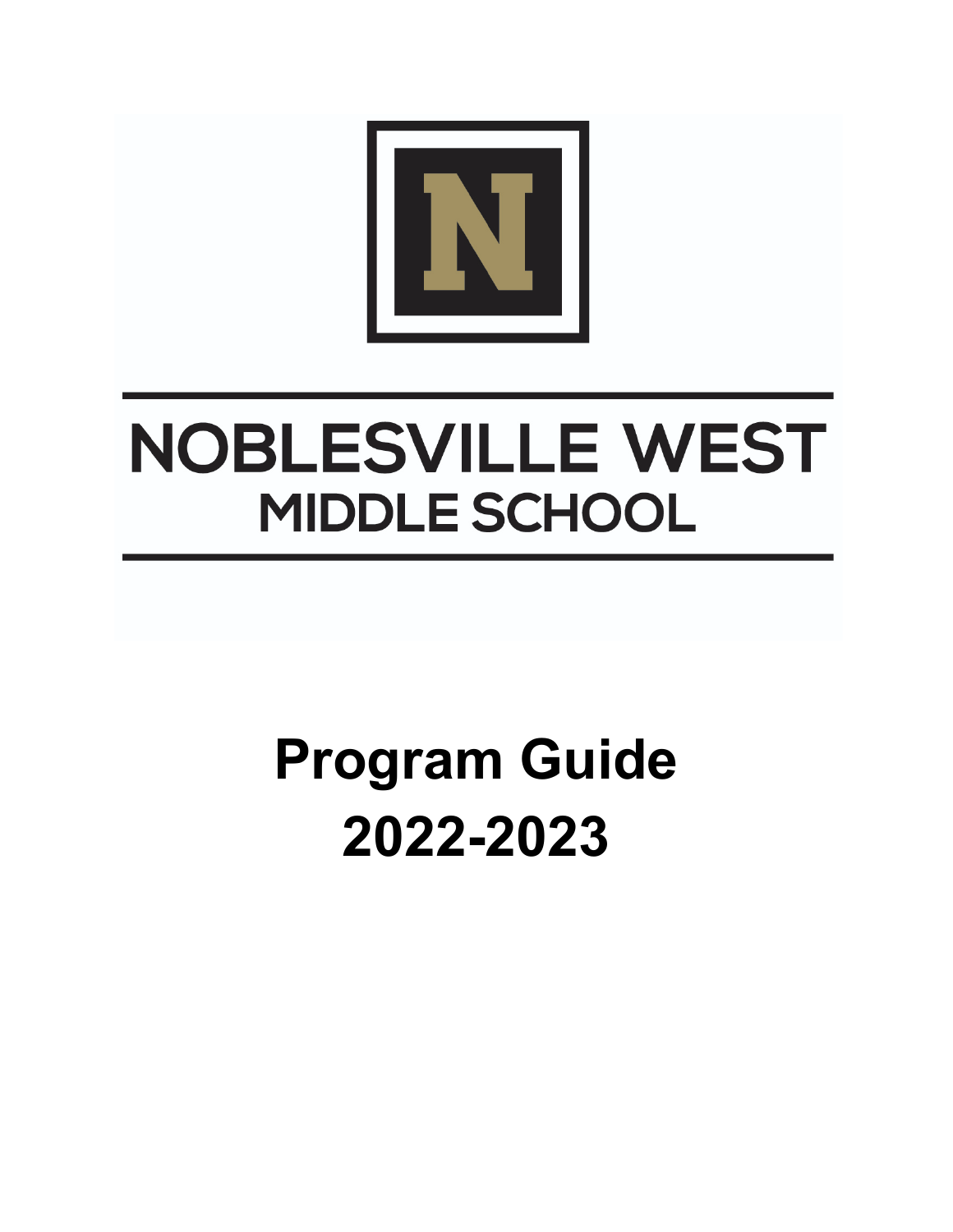# NOBLESVILLE WEST
## MIDDLE SCHOOL

# Program Guide
# 2022-2023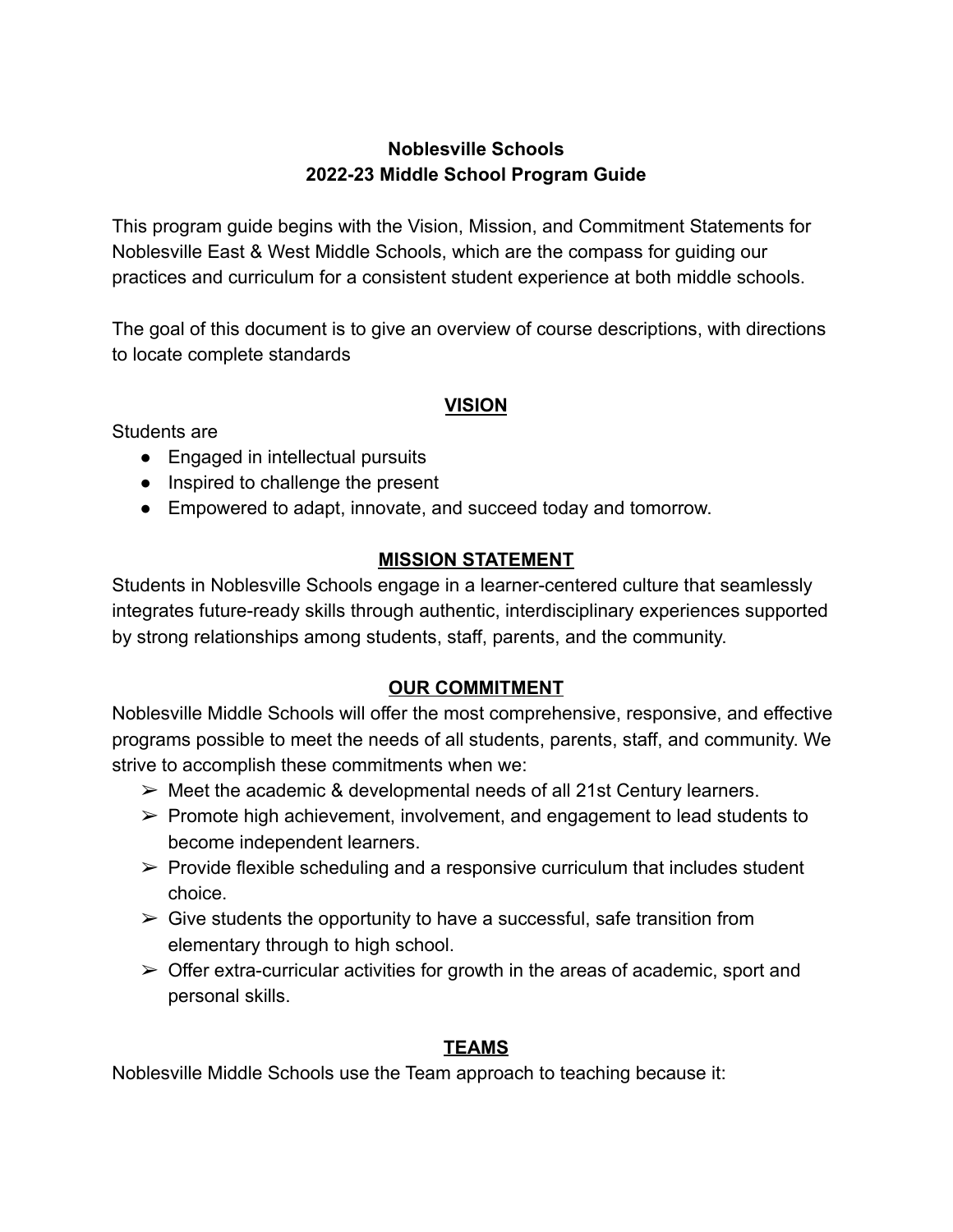**Noblesville Schools**
**2022-23 Middle School Program Guide**

This program guide begins with the Vision, Mission, and Commitment Statements for Noblesville East & West Middle Schools, which are the compass for guiding our practices and curriculum for a consistent student experience at both middle schools.

The goal of this document is to give an overview of course descriptions, with directions to locate complete standards

## VISION

Students are

- Engaged in intellectual pursuits
- Inspired to challenge the present
- Empowered to adapt, innovate, and succeed today and tomorrow.

## MISSION STATEMENT

Students in Noblesville Schools engage in a learner-centered culture that seamlessly integrates future-ready skills through authentic, interdisciplinary experiences supported by strong relationships among students, staff, parents, and the community.

## OUR COMMITMENT

Noblesville Middle Schools will offer the most comprehensive, responsive, and effective programs possible to meet the needs of all students, parents, staff, and community. We strive to accomplish these commitments when we:

- Meet the academic & developmental needs of all 21st Century learners.
- Promote high achievement, involvement, and engagement to lead students to become independent learners.
- Provide flexible scheduling and a responsive curriculum that includes student choice.
- Give students the opportunity to have a successful, safe transition from elementary through to high school.
- Offer extra-curricular activities for growth in the areas of academic, sport and personal skills.

## TEAMS

Noblesville Middle Schools use the Team approach to teaching because it: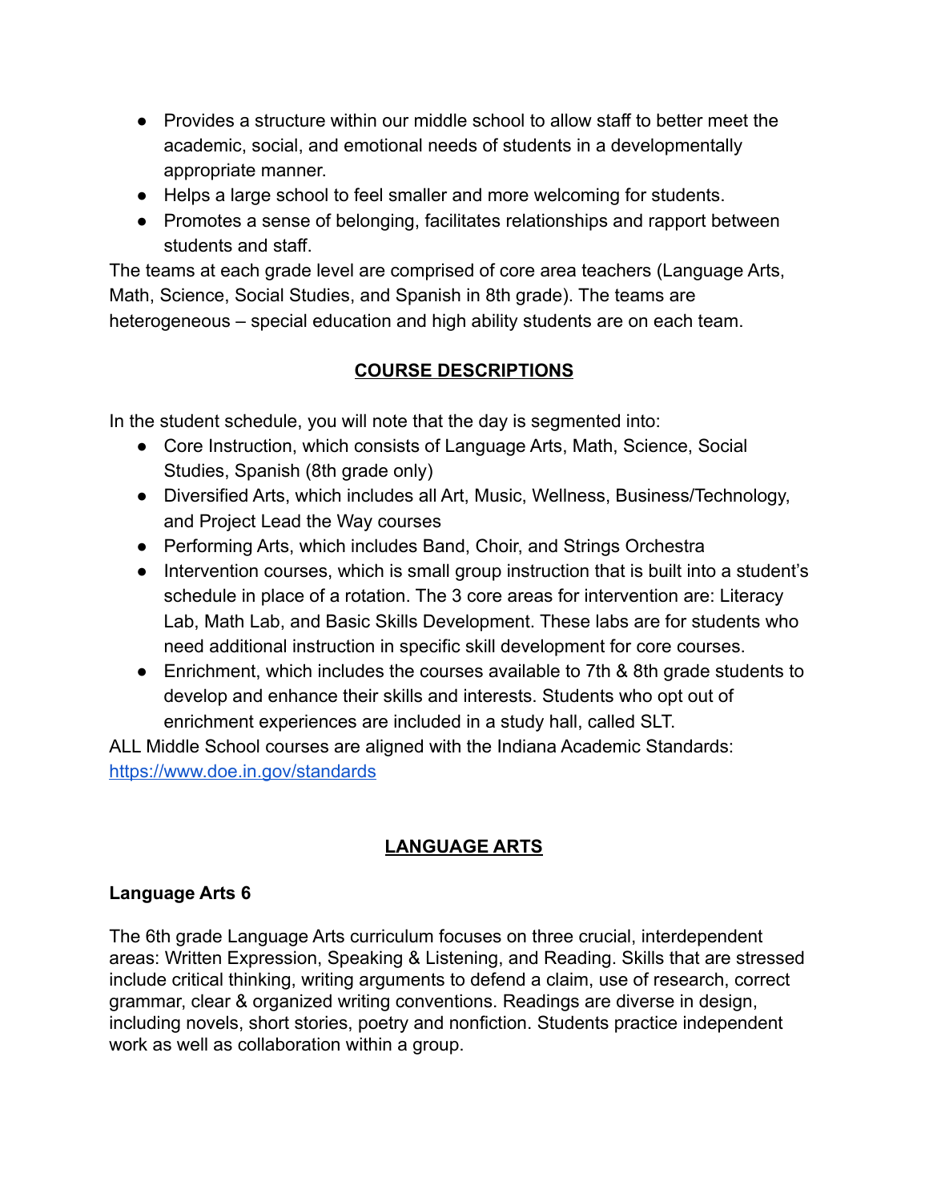- Provides a structure within our middle school to allow staff to better meet the academic, social, and emotional needs of students in a developmentally appropriate manner.
- Helps a large school to feel smaller and more welcoming for students.
- Promotes a sense of belonging, facilitates relationships and rapport between students and staff.

The teams at each grade level are comprised of core area teachers (Language Arts, Math, Science, Social Studies, and Spanish in 8th grade). The teams are heterogeneous – special education and high ability students are on each team.

## COURSE DESCRIPTIONS

In the student schedule, you will note that the day is segmented into:

- Core Instruction, which consists of Language Arts, Math, Science, Social Studies, Spanish (8th grade only)
- Diversified Arts, which includes all Art, Music, Wellness, Business/Technology, and Project Lead the Way courses
- Performing Arts, which includes Band, Choir, and Strings Orchestra
- Intervention courses, which is small group instruction that is built into a student's schedule in place of a rotation. The 3 core areas for intervention are: Literacy Lab, Math Lab, and Basic Skills Development. These labs are for students who need additional instruction in specific skill development for core courses.
- Enrichment, which includes the courses available to 7th & 8th grade students to develop and enhance their skills and interests. Students who opt out of enrichment experiences are included in a study hall, called SLT.

ALL Middle School courses are aligned with the Indiana Academic Standards: [https://www.doe.in.gov/standards](https://www.doe.in.gov/standards)

## LANGUAGE ARTS

### Language Arts 6

The 6th grade Language Arts curriculum focuses on three crucial, interdependent areas: Written Expression, Speaking & Listening, and Reading. Skills that are stressed include critical thinking, writing arguments to defend a claim, use of research, correct grammar, clear & organized writing conventions. Readings are diverse in design, including novels, short stories, poetry and nonfiction. Students practice independent work as well as collaboration within a group.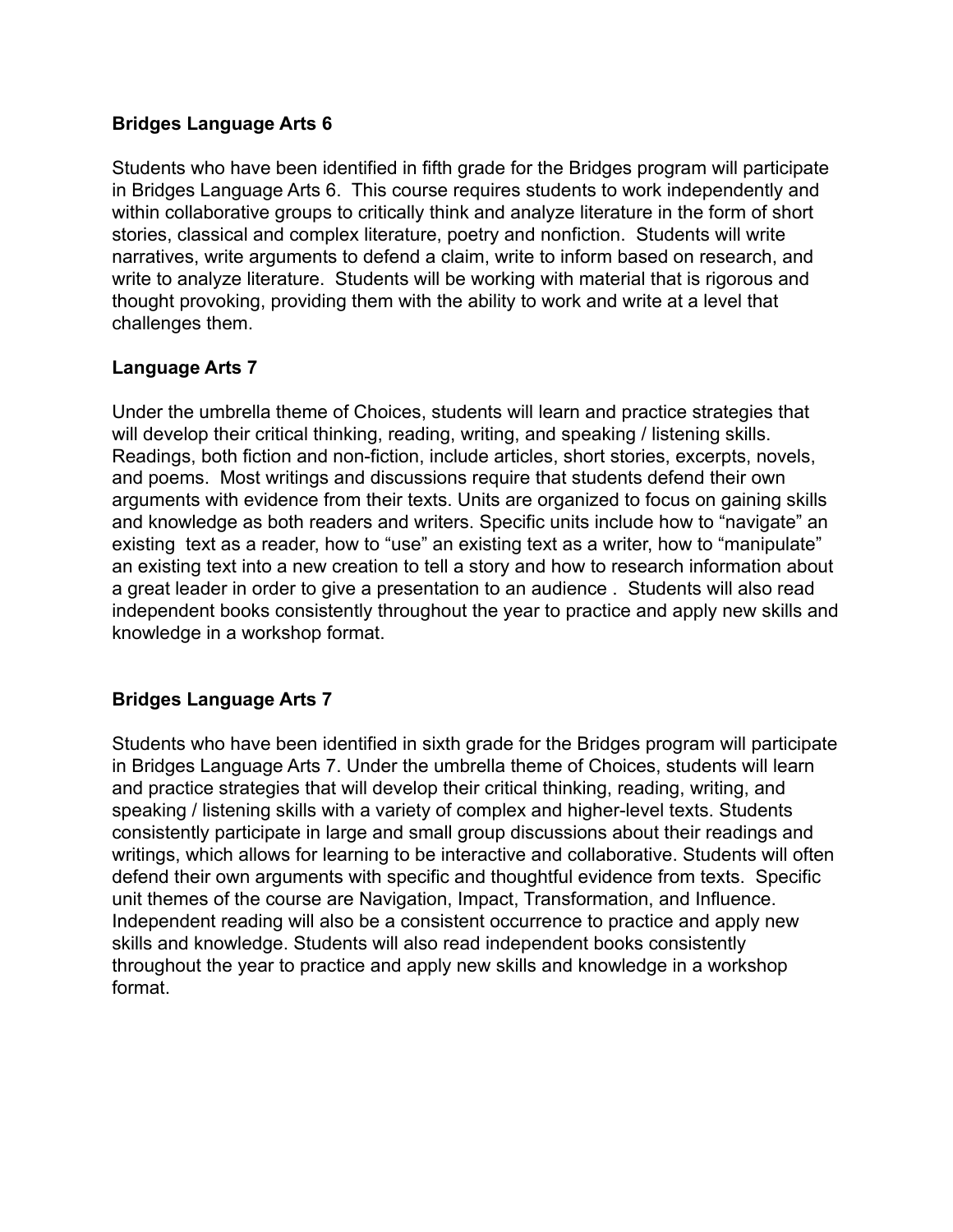**Bridges Language Arts 6**

Students who have been identified in fifth grade for the Bridges program will participate in Bridges Language Arts 6. This course requires students to work independently and within collaborative groups to critically think and analyze literature in the form of short stories, classical and complex literature, poetry and nonfiction. Students will write narratives, write arguments to defend a claim, write to inform based on research, and write to analyze literature. Students will be working with material that is rigorous and thought provoking, providing them with the ability to work and write at a level that challenges them.

**Language Arts 7**

Under the umbrella theme of Choices, students will learn and practice strategies that will develop their critical thinking, reading, writing, and speaking / listening skills. Readings, both fiction and non-fiction, include articles, short stories, excerpts, novels, and poems. Most writings and discussions require that students defend their own arguments with evidence from their texts. Units are organized to focus on gaining skills and knowledge as both readers and writers. Specific units include how to "navigate" an existing text as a reader, how to "use" an existing text as a writer, how to "manipulate" an existing text into a new creation to tell a story and how to research information about a great leader in order to give a presentation to an audience . Students will also read independent books consistently throughout the year to practice and apply new skills and knowledge in a workshop format.

**Bridges Language Arts 7**

Students who have been identified in sixth grade for the Bridges program will participate in Bridges Language Arts 7. Under the umbrella theme of Choices, students will learn and practice strategies that will develop their critical thinking, reading, writing, and speaking / listening skills with a variety of complex and higher-level texts. Students consistently participate in large and small group discussions about their readings and writings, which allows for learning to be interactive and collaborative. Students will often defend their own arguments with specific and thoughtful evidence from texts. Specific unit themes of the course are Navigation, Impact, Transformation, and Influence. Independent reading will also be a consistent occurrence to practice and apply new skills and knowledge. Students will also read independent books consistently throughout the year to practice and apply new skills and knowledge in a workshop format.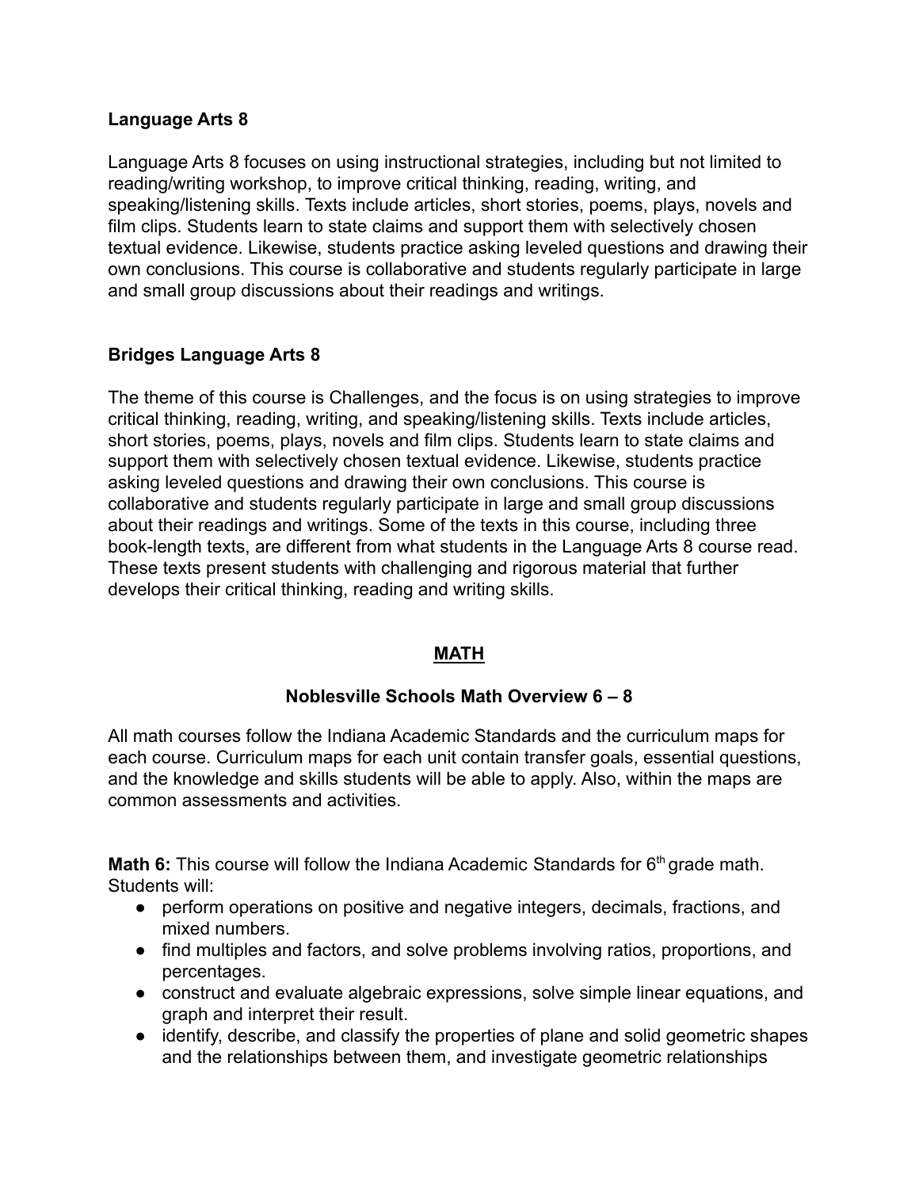### Language Arts 8

Language Arts 8 focuses on using instructional strategies, including but not limited to reading/writing workshop, to improve critical thinking, reading, writing, and speaking/listening skills. Texts include articles, short stories, poems, plays, novels and film clips. Students learn to state claims and support them with selectively chosen textual evidence. Likewise, students practice asking leveled questions and drawing their own conclusions. This course is collaborative and students regularly participate in large and small group discussions about their readings and writings.

### Bridges Language Arts 8

The theme of this course is Challenges, and the focus is on using strategies to improve critical thinking, reading, writing, and speaking/listening skills. Texts include articles, short stories, poems, plays, novels and film clips. Students learn to state claims and support them with selectively chosen textual evidence. Likewise, students practice asking leveled questions and drawing their own conclusions. This course is collaborative and students regularly participate in large and small group discussions about their readings and writings. Some of the texts in this course, including three book-length texts, are different from what students in the Language Arts 8 course read. These texts present students with challenging and rigorous material that further develops their critical thinking, reading and writing skills.

## MATH

### Noblesville Schools Math Overview 6 – 8

All math courses follow the Indiana Academic Standards and the curriculum maps for each course. Curriculum maps for each unit contain transfer goals, essential questions, and the knowledge and skills students will be able to apply. Also, within the maps are common assessments and activities.

**Math 6:** This course will follow the Indiana Academic Standards for 6th grade math. Students will:

- perform operations on positive and negative integers, decimals, fractions, and mixed numbers.
- find multiples and factors, and solve problems involving ratios, proportions, and percentages.
- construct and evaluate algebraic expressions, solve simple linear equations, and graph and interpret their result.
- identify, describe, and classify the properties of plane and solid geometric shapes and the relationships between them, and investigate geometric relationships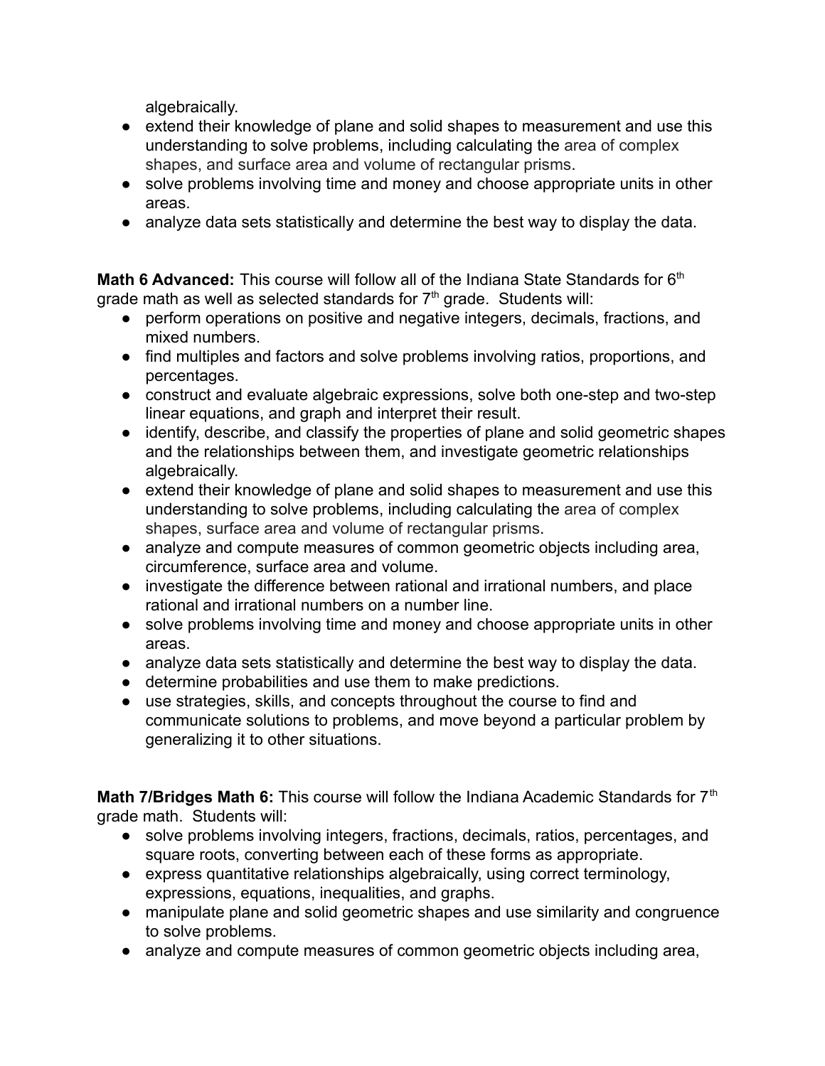algebraically.
- extend their knowledge of plane and solid shapes to measurement and use this understanding to solve problems, including calculating the area of complex shapes, and surface area and volume of rectangular prisms.
- solve problems involving time and money and choose appropriate units in other areas.
- analyze data sets statistically and determine the best way to display the data.

**Math 6 Advanced:** This course will follow all of the Indiana State Standards for 6th grade math as well as selected standards for 7th grade. Students will:
- perform operations on positive and negative integers, decimals, fractions, and mixed numbers.
- find multiples and factors and solve problems involving ratios, proportions, and percentages.
- construct and evaluate algebraic expressions, solve both one-step and two-step linear equations, and graph and interpret their result.
- identify, describe, and classify the properties of plane and solid geometric shapes and the relationships between them, and investigate geometric relationships algebraically.
- extend their knowledge of plane and solid shapes to measurement and use this understanding to solve problems, including calculating the area of complex shapes, surface area and volume of rectangular prisms.
- analyze and compute measures of common geometric objects including area, circumference, surface area and volume.
- investigate the difference between rational and irrational numbers, and place rational and irrational numbers on a number line.
- solve problems involving time and money and choose appropriate units in other areas.
- analyze data sets statistically and determine the best way to display the data.
- determine probabilities and use them to make predictions.
- use strategies, skills, and concepts throughout the course to find and communicate solutions to problems, and move beyond a particular problem by generalizing it to other situations.

**Math 7/Bridges Math 6:** This course will follow the Indiana Academic Standards for 7th grade math. Students will:
- solve problems involving integers, fractions, decimals, ratios, percentages, and square roots, converting between each of these forms as appropriate.
- express quantitative relationships algebraically, using correct terminology, expressions, equations, inequalities, and graphs.
- manipulate plane and solid geometric shapes and use similarity and congruence to solve problems.
- analyze and compute measures of common geometric objects including area,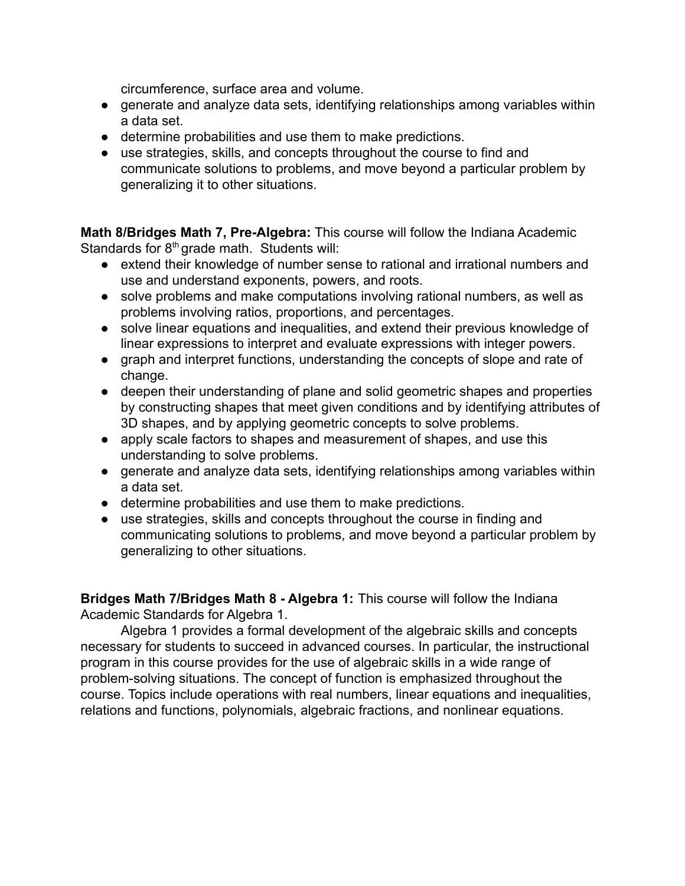circumference, surface area and volume.
- generate and analyze data sets, identifying relationships among variables within a data set.
- determine probabilities and use them to make predictions.
- use strategies, skills, and concepts throughout the course to find and communicate solutions to problems, and move beyond a particular problem by generalizing it to other situations.

**Math 8/Bridges Math 7, Pre-Algebra:** This course will follow the Indiana Academic Standards for 8th grade math. Students will:

- extend their knowledge of number sense to rational and irrational numbers and use and understand exponents, powers, and roots.
- solve problems and make computations involving rational numbers, as well as problems involving ratios, proportions, and percentages.
- solve linear equations and inequalities, and extend their previous knowledge of linear expressions to interpret and evaluate expressions with integer powers.
- graph and interpret functions, understanding the concepts of slope and rate of change.
- deepen their understanding of plane and solid geometric shapes and properties by constructing shapes that meet given conditions and by identifying attributes of 3D shapes, and by applying geometric concepts to solve problems.
- apply scale factors to shapes and measurement of shapes, and use this understanding to solve problems.
- generate and analyze data sets, identifying relationships among variables within a data set.
- determine probabilities and use them to make predictions.
- use strategies, skills and concepts throughout the course in finding and communicating solutions to problems, and move beyond a particular problem by generalizing to other situations.

**Bridges Math 7/Bridges Math 8 - Algebra 1:** This course will follow the Indiana Academic Standards for Algebra 1.

Algebra 1 provides a formal development of the algebraic skills and concepts necessary for students to succeed in advanced courses. In particular, the instructional program in this course provides for the use of algebraic skills in a wide range of problem-solving situations. The concept of function is emphasized throughout the course. Topics include operations with real numbers, linear equations and inequalities, relations and functions, polynomials, algebraic fractions, and nonlinear equations.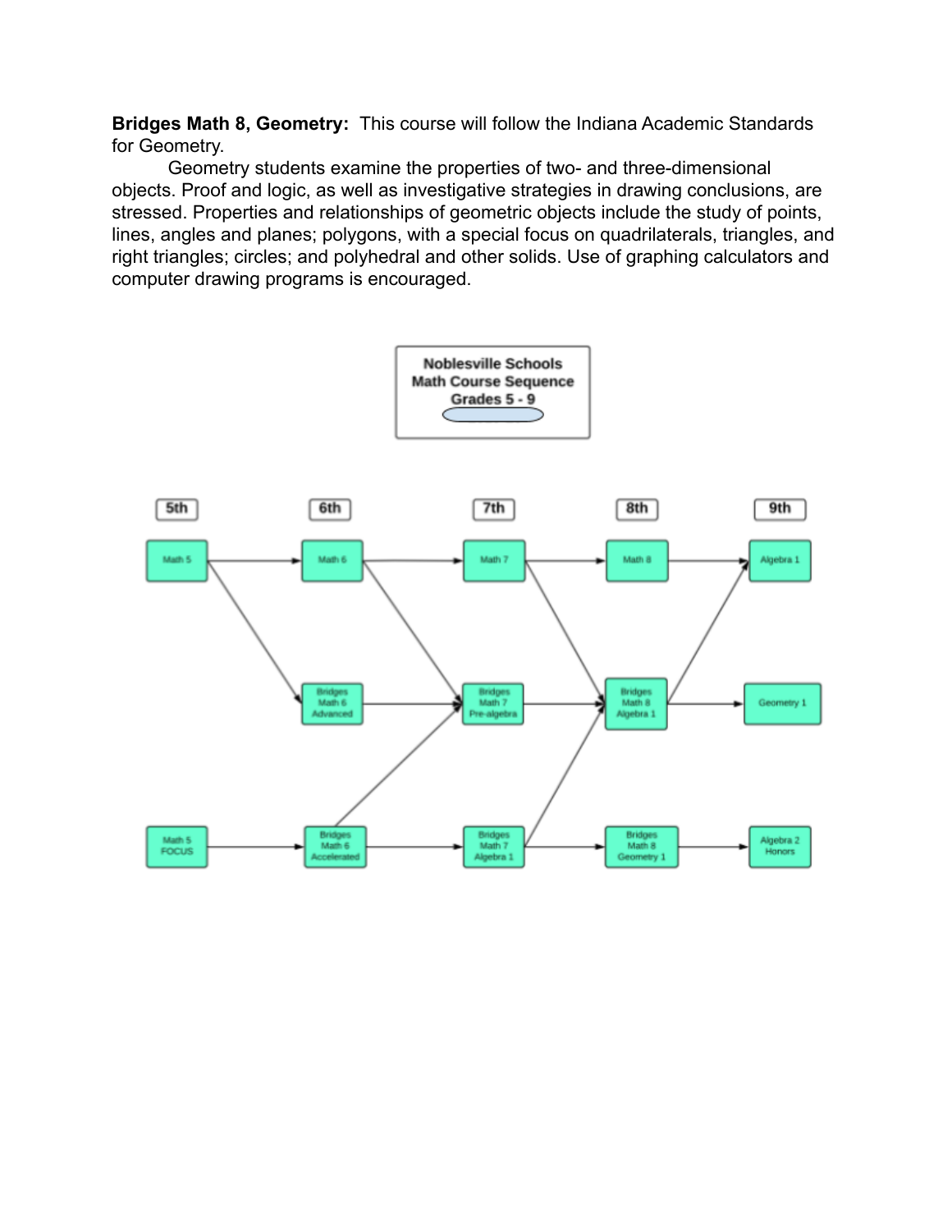**Bridges Math 8, Geometry:** This course will follow the Indiana Academic Standards for Geometry.

Geometry students examine the properties of two- and three-dimensional objects. Proof and logic, as well as investigative strategies in drawing conclusions, are stressed. Properties and relationships of geometric objects include the study of points, lines, angles and planes; polygons, with a special focus on quadrilaterals, triangles, and right triangles; circles; and polyhedral and other solids. Use of graphing calculators and computer drawing programs is encouraged.

**Noblesville Schools**
**Math Course Sequence**
**Grades 5 - 9**

| 5th | 6th | 7th | 8th | 9th |
| --- | --- | --- | --- | --- |
| Math 5 | Math 6 | Math 7 | Math 8 | Algebra 1 |
| | Bridges Math 6 Advanced | Bridges Math 7 Pre-algebra | Bridges Math 8 Algebra 1 | Geometry 1 |
| Math 5 FOCUS | Bridges Math 6 Accelerated | Bridges Math 7 Algebra 1 | Bridges Math 8 Geometry 1 | Algebra 2 Honors |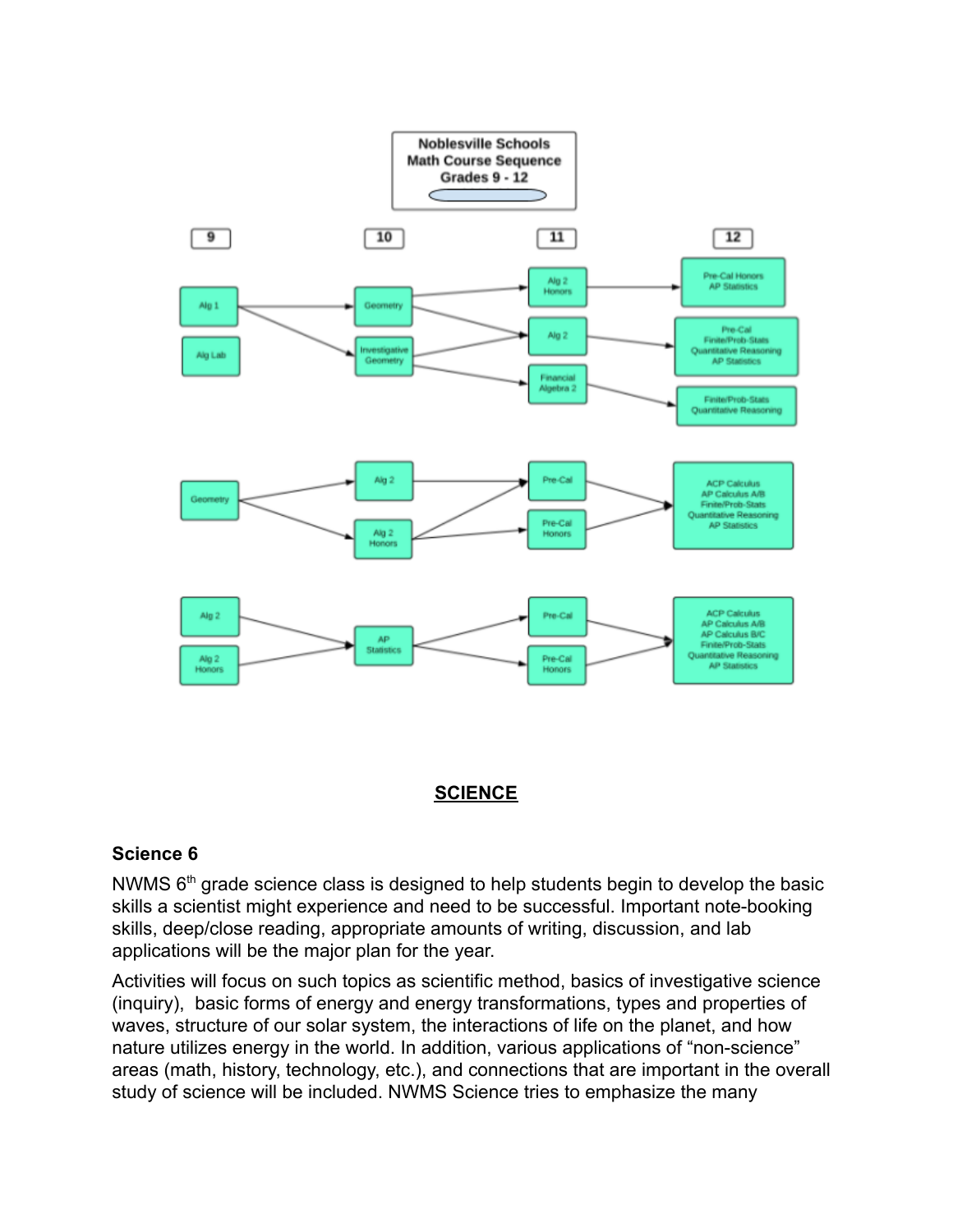**Noblesville Schools Math Course Sequence Grades 9 - 12**

| 9 | 10 | 11 | 12 |
|---|---|---|---|
| Alg 1 | Geometry | Alg 2 Honors | Pre-Cal Honors, AP Statistics |
| Alg Lab | Investigative Geometry | Alg 2 | Pre-Cal, Finite/Prob-Stats, Quantitative Reasoning, AP Statistics |
| | | Financial Algebra 2 | Finite/Prob-Stats, Quantitative Reasoning |
| Geometry | Alg 2 | Pre-Cal | ACP Calculus, AP Calculus A/B, Finite/Prob-Stats, Quantitative Reasoning, AP Statistics |
| | Alg 2 Honors | Pre-Cal Honors | |
| Alg 2 | AP Statistics | Pre-Cal | ACP Calculus, AP Calculus A/B, AP Calculus B/C, Finite/Prob-Stats, Quantitative Reasoning, AP Statistics |
| Alg 2 Honors | | Pre-Cal Honors | |

## SCIENCE

### Science 6

NWMS 6th grade science class is designed to help students begin to develop the basic skills a scientist might experience and need to be successful. Important note-booking skills, deep/close reading, appropriate amounts of writing, discussion, and lab applications will be the major plan for the year.

Activities will focus on such topics as scientific method, basics of investigative science (inquiry), basic forms of energy and energy transformations, types and properties of waves, structure of our solar system, the interactions of life on the planet, and how nature utilizes energy in the world. In addition, various applications of "non-science" areas (math, history, technology, etc.), and connections that are important in the overall study of science will be included. NWMS Science tries to emphasize the many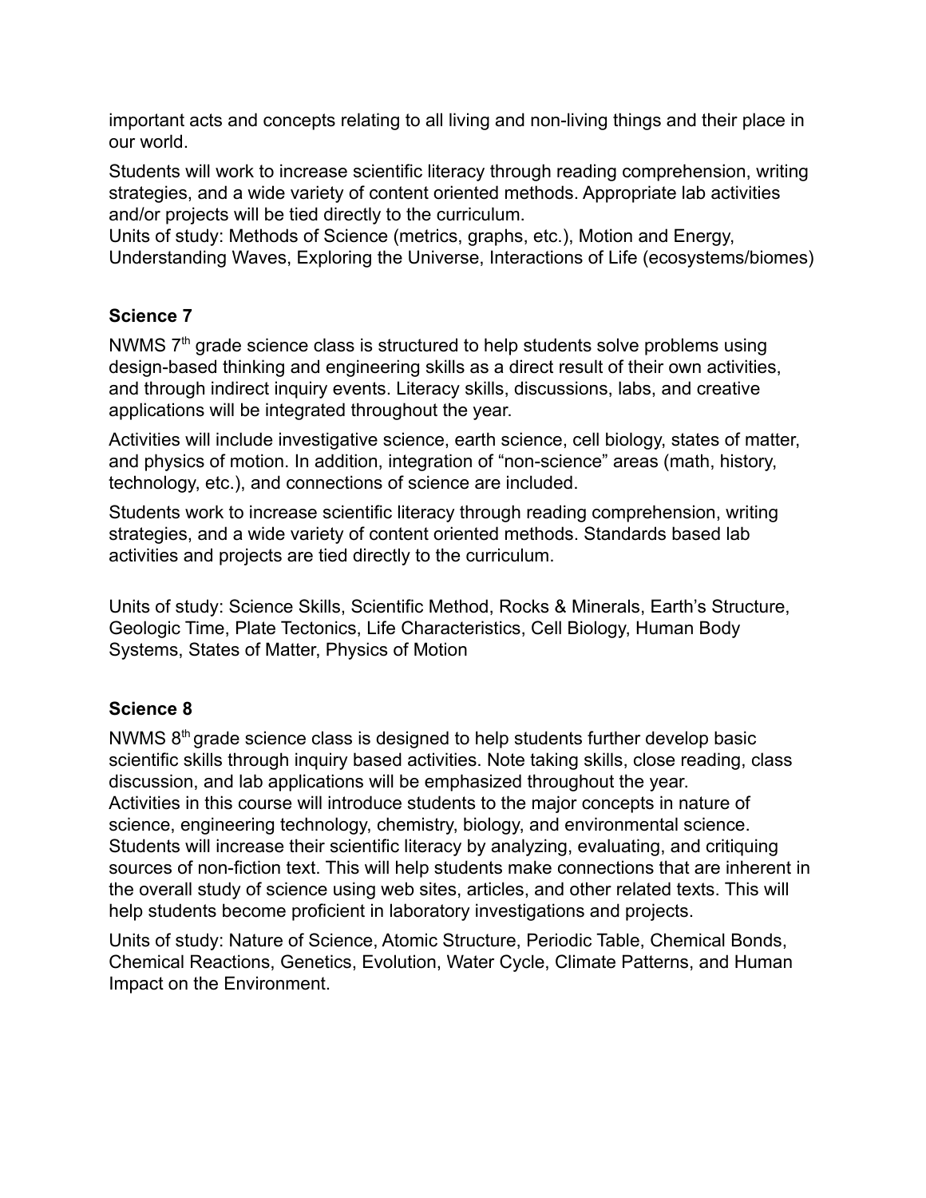important acts and concepts relating to all living and non-living things and their place in our world.

Students will work to increase scientific literacy through reading comprehension, writing strategies, and a wide variety of content oriented methods. Appropriate lab activities and/or projects will be tied directly to the curriculum.

Units of study: Methods of Science (metrics, graphs, etc.), Motion and Energy, Understanding Waves, Exploring the Universe, Interactions of Life (ecosystems/biomes)

### Science 7

NWMS 7th grade science class is structured to help students solve problems using design-based thinking and engineering skills as a direct result of their own activities, and through indirect inquiry events. Literacy skills, discussions, labs, and creative applications will be integrated throughout the year.

Activities will include investigative science, earth science, cell biology, states of matter, and physics of motion. In addition, integration of "non-science" areas (math, history, technology, etc.), and connections of science are included.

Students work to increase scientific literacy through reading comprehension, writing strategies, and a wide variety of content oriented methods. Standards based lab activities and projects are tied directly to the curriculum.

Units of study: Science Skills, Scientific Method, Rocks & Minerals, Earth's Structure, Geologic Time, Plate Tectonics, Life Characteristics, Cell Biology, Human Body Systems, States of Matter, Physics of Motion

### Science 8

NWMS 8th grade science class is designed to help students further develop basic scientific skills through inquiry based activities. Note taking skills, close reading, class discussion, and lab applications will be emphasized throughout the year.
Activities in this course will introduce students to the major concepts in nature of science, engineering technology, chemistry, biology, and environmental science. Students will increase their scientific literacy by analyzing, evaluating, and critiquing sources of non-fiction text. This will help students make connections that are inherent in the overall study of science using web sites, articles, and other related texts. This will help students become proficient in laboratory investigations and projects.

Units of study: Nature of Science, Atomic Structure, Periodic Table, Chemical Bonds, Chemical Reactions, Genetics, Evolution, Water Cycle, Climate Patterns, and Human Impact on the Environment.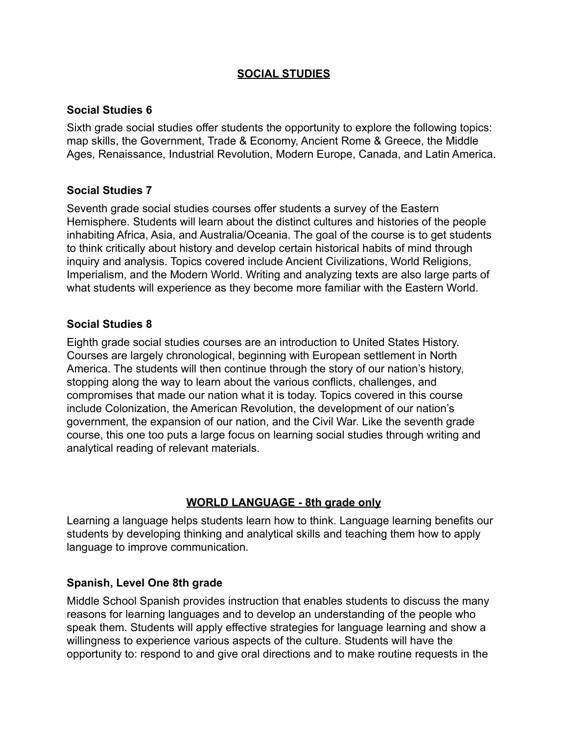## SOCIAL STUDIES

### Social Studies 6

Sixth grade social studies offer students the opportunity to explore the following topics: map skills, the Government, Trade & Economy, Ancient Rome & Greece, the Middle Ages, Renaissance, Industrial Revolution, Modern Europe, Canada, and Latin America.

### Social Studies 7

Seventh grade social studies courses offer students a survey of the Eastern Hemisphere. Students will learn about the distinct cultures and histories of the people inhabiting Africa, Asia, and Australia/Oceania. The goal of the course is to get students to think critically about history and develop certain historical habits of mind through inquiry and analysis. Topics covered include Ancient Civilizations, World Religions, Imperialism, and the Modern World. Writing and analyzing texts are also large parts of what students will experience as they become more familiar with the Eastern World.

### Social Studies 8

Eighth grade social studies courses are an introduction to United States History. Courses are largely chronological, beginning with European settlement in North America. The students will then continue through the story of our nation's history, stopping along the way to learn about the various conflicts, challenges, and compromises that made our nation what it is today. Topics covered in this course include Colonization, the American Revolution, the development of our nation's government, the expansion of our nation, and the Civil War. Like the seventh grade course, this one too puts a large focus on learning social studies through writing and analytical reading of relevant materials.

## WORLD LANGUAGE - 8th grade only

Learning a language helps students learn how to think. Language learning benefits our students by developing thinking and analytical skills and teaching them how to apply language to improve communication.

### Spanish, Level One 8th grade

Middle School Spanish provides instruction that enables students to discuss the many reasons for learning languages and to develop an understanding of the people who speak them. Students will apply effective strategies for language learning and show a willingness to experience various aspects of the culture. Students will have the opportunity to: respond to and give oral directions and to make routine requests in the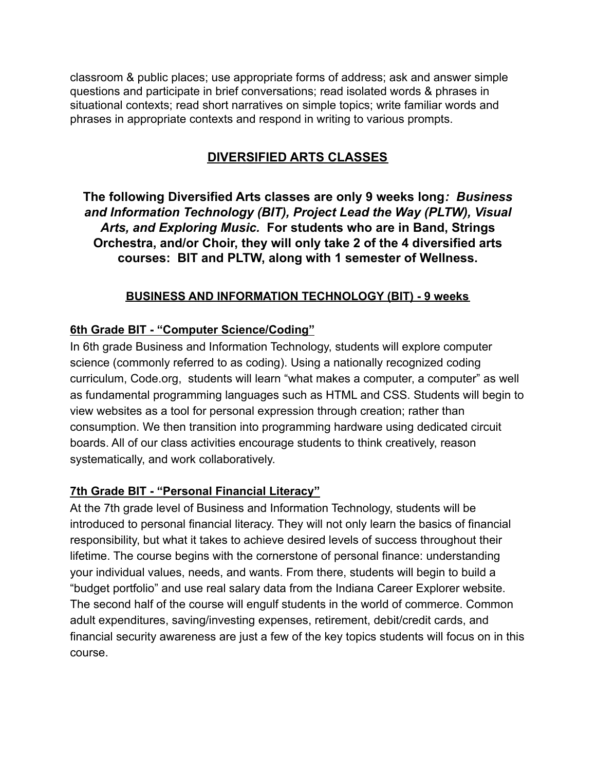classroom & public places; use appropriate forms of address; ask and answer simple questions and participate in brief conversations; read isolated words & phrases in situational contexts; read short narratives on simple topics; write familiar words and phrases in appropriate contexts and respond in writing to various prompts.

## DIVERSIFIED ARTS CLASSES

### The following Diversified Arts classes are only 9 weeks long*: Business and Information Technology (BIT), Project Lead the Way (PLTW), Visual Arts, and Exploring Music.* For students who are in Band, Strings Orchestra, and/or Choir, they will only take 2 of the 4 diversified arts courses: BIT and PLTW, along with 1 semester of Wellness.

### BUSINESS AND INFORMATION TECHNOLOGY (BIT) - 9 weeks

**6th Grade BIT - "Computer Science/Coding"**

In 6th grade Business and Information Technology, students will explore computer science (commonly referred to as coding). Using a nationally recognized coding curriculum, Code.org, students will learn "what makes a computer, a computer" as well as fundamental programming languages such as HTML and CSS. Students will begin to view websites as a tool for personal expression through creation; rather than consumption. We then transition into programming hardware using dedicated circuit boards. All of our class activities encourage students to think creatively, reason systematically, and work collaboratively.

**7th Grade BIT - "Personal Financial Literacy"**

At the 7th grade level of Business and Information Technology, students will be introduced to personal financial literacy. They will not only learn the basics of financial responsibility, but what it takes to achieve desired levels of success throughout their lifetime. The course begins with the cornerstone of personal finance: understanding your individual values, needs, and wants. From there, students will begin to build a "budget portfolio" and use real salary data from the Indiana Career Explorer website. The second half of the course will engulf students in the world of commerce. Common adult expenditures, saving/investing expenses, retirement, debit/credit cards, and financial security awareness are just a few of the key topics students will focus on in this course.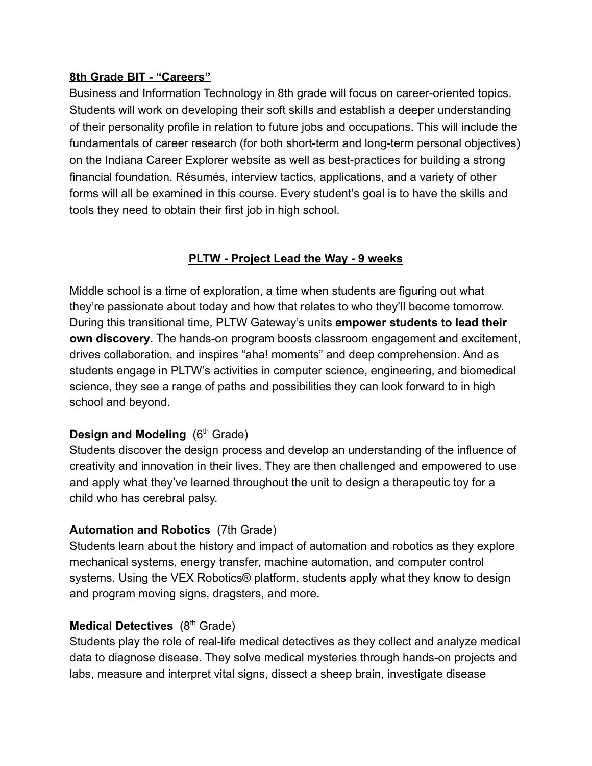**8th Grade BIT - "Careers"**

Business and Information Technology in 8th grade will focus on career-oriented topics. Students will work on developing their soft skills and establish a deeper understanding of their personality profile in relation to future jobs and occupations. This will include the fundamentals of career research (for both short-term and long-term personal objectives) on the Indiana Career Explorer website as well as best-practices for building a strong financial foundation. Résumés, interview tactics, applications, and a variety of other forms will all be examined in this course. Every student's goal is to have the skills and tools they need to obtain their first job in high school.

## PLTW - Project Lead the Way - 9 weeks

Middle school is a time of exploration, a time when students are figuring out what they're passionate about today and how that relates to who they'll become tomorrow. During this transitional time, PLTW Gateway's units **empower students to lead their own discovery**. The hands-on program boosts classroom engagement and excitement, drives collaboration, and inspires "aha! moments" and deep comprehension. And as students engage in PLTW's activities in computer science, engineering, and biomedical science, they see a range of paths and possibilities they can look forward to in high school and beyond.

**Design and Modeling** (6th Grade)

Students discover the design process and develop an understanding of the influence of creativity and innovation in their lives. They are then challenged and empowered to use and apply what they've learned throughout the unit to design a therapeutic toy for a child who has cerebral palsy.

**Automation and Robotics** (7th Grade)

Students learn about the history and impact of automation and robotics as they explore mechanical systems, energy transfer, machine automation, and computer control systems. Using the VEX Robotics® platform, students apply what they know to design and program moving signs, dragsters, and more.

**Medical Detectives** (8th Grade)

Students play the role of real-life medical detectives as they collect and analyze medical data to diagnose disease. They solve medical mysteries through hands-on projects and labs, measure and interpret vital signs, dissect a sheep brain, investigate disease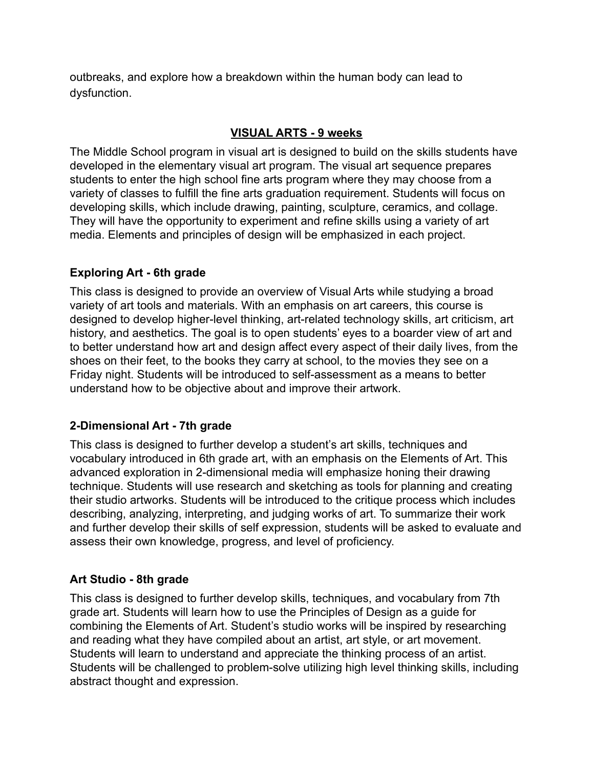outbreaks, and explore how a breakdown within the human body can lead to dysfunction.

## VISUAL ARTS - 9 weeks

The Middle School program in visual art is designed to build on the skills students have developed in the elementary visual art program. The visual art sequence prepares students to enter the high school fine arts program where they may choose from a variety of classes to fulfill the fine arts graduation requirement. Students will focus on developing skills, which include drawing, painting, sculpture, ceramics, and collage. They will have the opportunity to experiment and refine skills using a variety of art media. Elements and principles of design will be emphasized in each project.

### Exploring Art - 6th grade

This class is designed to provide an overview of Visual Arts while studying a broad variety of art tools and materials. With an emphasis on art careers, this course is designed to develop higher-level thinking, art-related technology skills, art criticism, art history, and aesthetics. The goal is to open students' eyes to a boarder view of art and to better understand how art and design affect every aspect of their daily lives, from the shoes on their feet, to the books they carry at school, to the movies they see on a Friday night. Students will be introduced to self-assessment as a means to better understand how to be objective about and improve their artwork.

### 2-Dimensional Art - 7th grade

This class is designed to further develop a student's art skills, techniques and vocabulary introduced in 6th grade art, with an emphasis on the Elements of Art. This advanced exploration in 2-dimensional media will emphasize honing their drawing technique. Students will use research and sketching as tools for planning and creating their studio artworks. Students will be introduced to the critique process which includes describing, analyzing, interpreting, and judging works of art. To summarize their work and further develop their skills of self expression, students will be asked to evaluate and assess their own knowledge, progress, and level of proficiency.

### Art Studio - 8th grade

This class is designed to further develop skills, techniques, and vocabulary from 7th grade art. Students will learn how to use the Principles of Design as a guide for combining the Elements of Art. Student's studio works will be inspired by researching and reading what they have compiled about an artist, art style, or art movement. Students will learn to understand and appreciate the thinking process of an artist. Students will be challenged to problem-solve utilizing high level thinking skills, including abstract thought and expression.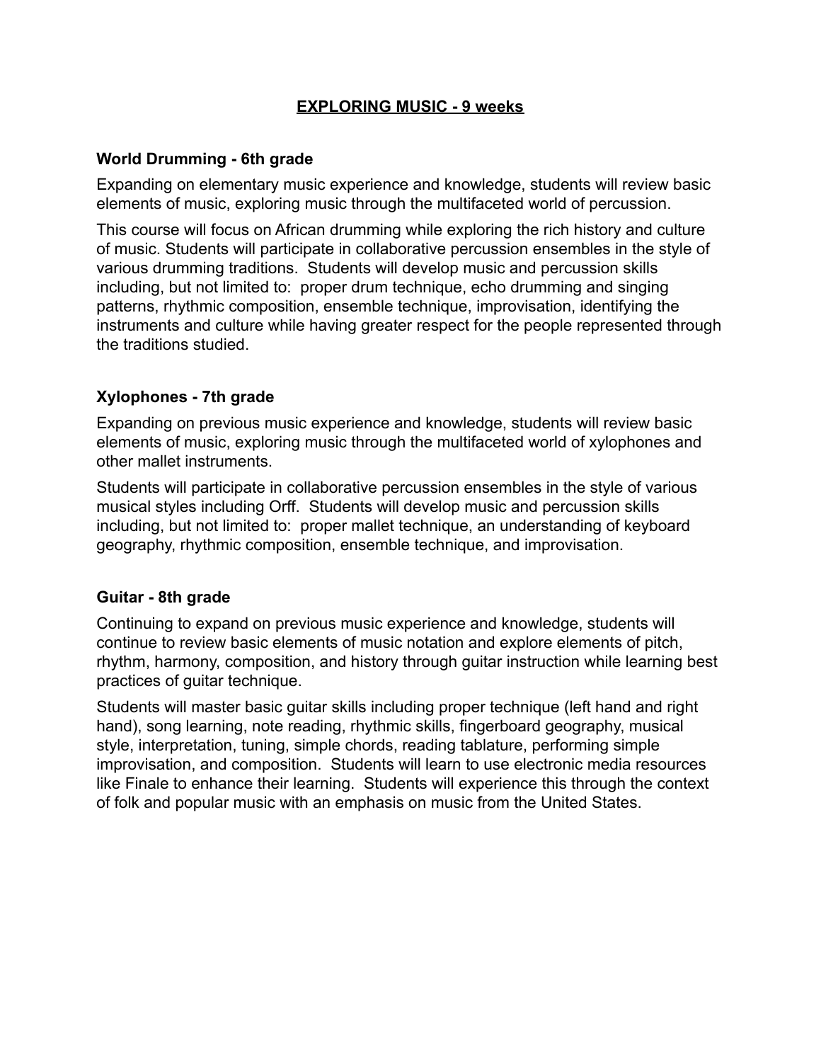# EXPLORING MUSIC - 9 weeks

### World Drumming - 6th grade

Expanding on elementary music experience and knowledge, students will review basic elements of music, exploring music through the multifaceted world of percussion.

This course will focus on African drumming while exploring the rich history and culture of music. Students will participate in collaborative percussion ensembles in the style of various drumming traditions. Students will develop music and percussion skills including, but not limited to: proper drum technique, echo drumming and singing patterns, rhythmic composition, ensemble technique, improvisation, identifying the instruments and culture while having greater respect for the people represented through the traditions studied.

### Xylophones - 7th grade

Expanding on previous music experience and knowledge, students will review basic elements of music, exploring music through the multifaceted world of xylophones and other mallet instruments.

Students will participate in collaborative percussion ensembles in the style of various musical styles including Orff. Students will develop music and percussion skills including, but not limited to: proper mallet technique, an understanding of keyboard geography, rhythmic composition, ensemble technique, and improvisation.

### Guitar - 8th grade

Continuing to expand on previous music experience and knowledge, students will continue to review basic elements of music notation and explore elements of pitch, rhythm, harmony, composition, and history through guitar instruction while learning best practices of guitar technique.

Students will master basic guitar skills including proper technique (left hand and right hand), song learning, note reading, rhythmic skills, fingerboard geography, musical style, interpretation, tuning, simple chords, reading tablature, performing simple improvisation, and composition. Students will learn to use electronic media resources like Finale to enhance their learning. Students will experience this through the context of folk and popular music with an emphasis on music from the United States.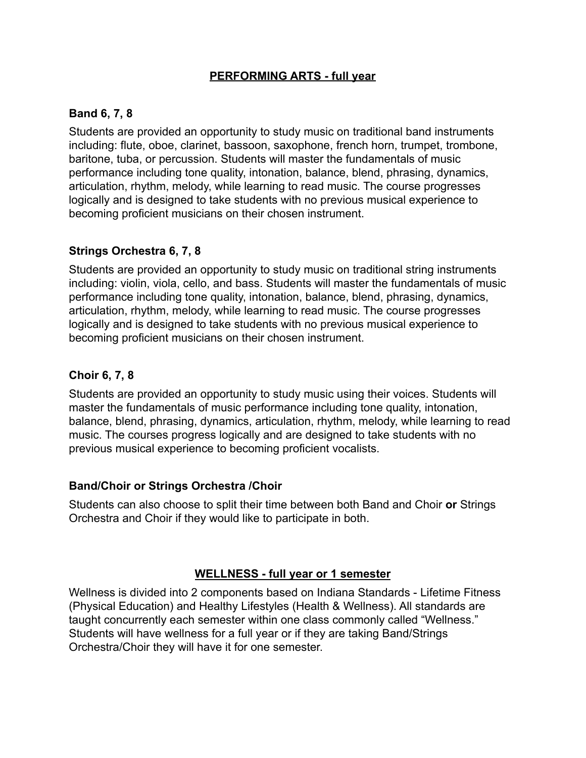## PERFORMING ARTS - full year

### Band 6, 7, 8

Students are provided an opportunity to study music on traditional band instruments including: flute, oboe, clarinet, bassoon, saxophone, french horn, trumpet, trombone, baritone, tuba, or percussion. Students will master the fundamentals of music performance including tone quality, intonation, balance, blend, phrasing, dynamics, articulation, rhythm, melody, while learning to read music. The course progresses logically and is designed to take students with no previous musical experience to becoming proficient musicians on their chosen instrument.

### Strings Orchestra 6, 7, 8

Students are provided an opportunity to study music on traditional string instruments including: violin, viola, cello, and bass. Students will master the fundamentals of music performance including tone quality, intonation, balance, blend, phrasing, dynamics, articulation, rhythm, melody, while learning to read music. The course progresses logically and is designed to take students with no previous musical experience to becoming proficient musicians on their chosen instrument.

### Choir 6, 7, 8

Students are provided an opportunity to study music using their voices. Students will master the fundamentals of music performance including tone quality, intonation, balance, blend, phrasing, dynamics, articulation, rhythm, melody, while learning to read music. The courses progress logically and are designed to take students with no previous musical experience to becoming proficient vocalists.

### Band/Choir or Strings Orchestra /Choir

Students can also choose to split their time between both Band and Choir **or** Strings Orchestra and Choir if they would like to participate in both.

## WELLNESS - full year or 1 semester

Wellness is divided into 2 components based on Indiana Standards - Lifetime Fitness (Physical Education) and Healthy Lifestyles (Health & Wellness). All standards are taught concurrently each semester within one class commonly called "Wellness." Students will have wellness for a full year or if they are taking Band/Strings Orchestra/Choir they will have it for one semester.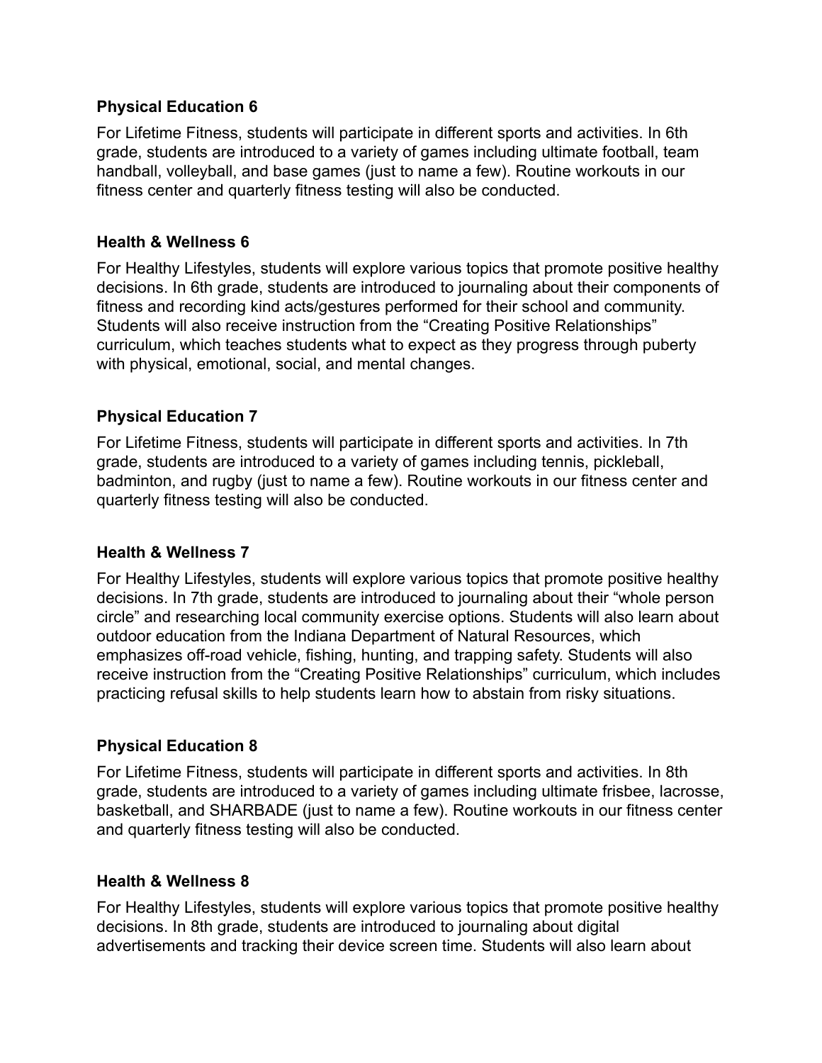**Physical Education 6**

For Lifetime Fitness, students will participate in different sports and activities. In 6th grade, students are introduced to a variety of games including ultimate football, team handball, volleyball, and base games (just to name a few). Routine workouts in our fitness center and quarterly fitness testing will also be conducted.

**Health & Wellness 6**

For Healthy Lifestyles, students will explore various topics that promote positive healthy decisions. In 6th grade, students are introduced to journaling about their components of fitness and recording kind acts/gestures performed for their school and community. Students will also receive instruction from the "Creating Positive Relationships" curriculum, which teaches students what to expect as they progress through puberty with physical, emotional, social, and mental changes.

**Physical Education 7**

For Lifetime Fitness, students will participate in different sports and activities. In 7th grade, students are introduced to a variety of games including tennis, pickleball, badminton, and rugby (just to name a few). Routine workouts in our fitness center and quarterly fitness testing will also be conducted.

**Health & Wellness 7**

For Healthy Lifestyles, students will explore various topics that promote positive healthy decisions. In 7th grade, students are introduced to journaling about their "whole person circle" and researching local community exercise options. Students will also learn about outdoor education from the Indiana Department of Natural Resources, which emphasizes off-road vehicle, fishing, hunting, and trapping safety. Students will also receive instruction from the "Creating Positive Relationships" curriculum, which includes practicing refusal skills to help students learn how to abstain from risky situations.

**Physical Education 8**

For Lifetime Fitness, students will participate in different sports and activities. In 8th grade, students are introduced to a variety of games including ultimate frisbee, lacrosse, basketball, and SHARBADE (just to name a few). Routine workouts in our fitness center and quarterly fitness testing will also be conducted.

**Health & Wellness 8**

For Healthy Lifestyles, students will explore various topics that promote positive healthy decisions. In 8th grade, students are introduced to journaling about digital advertisements and tracking their device screen time. Students will also learn about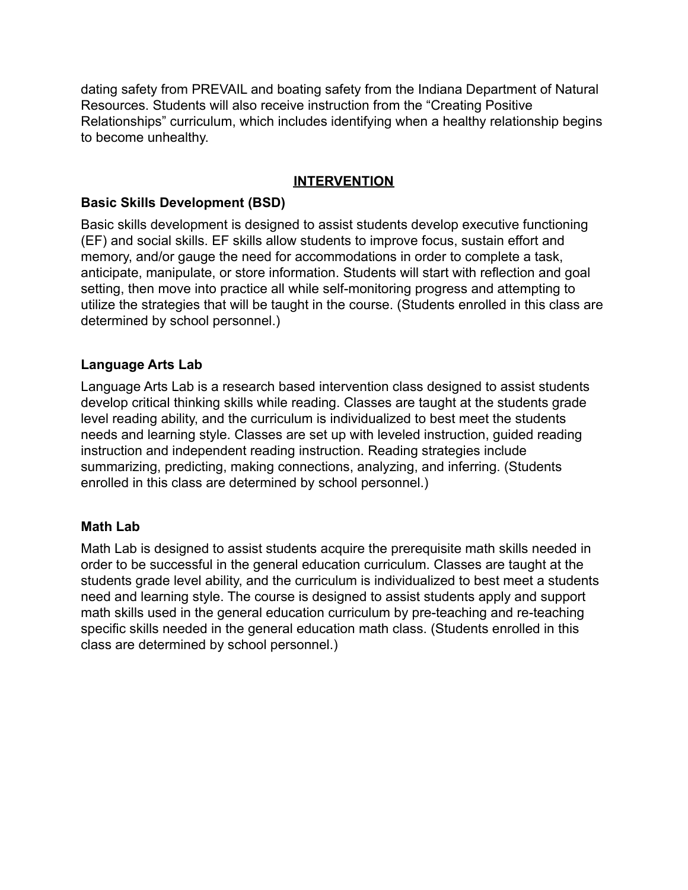dating safety from PREVAIL and boating safety from the Indiana Department of Natural Resources. Students will also receive instruction from the “Creating Positive Relationships” curriculum, which includes identifying when a healthy relationship begins to become unhealthy.

## INTERVENTION

### Basic Skills Development (BSD)

Basic skills development is designed to assist students develop executive functioning (EF) and social skills. EF skills allow students to improve focus, sustain effort and memory, and/or gauge the need for accommodations in order to complete a task, anticipate, manipulate, or store information. Students will start with reflection and goal setting, then move into practice all while self-monitoring progress and attempting to utilize the strategies that will be taught in the course. (Students enrolled in this class are determined by school personnel.)

### Language Arts Lab

Language Arts Lab is a research based intervention class designed to assist students develop critical thinking skills while reading. Classes are taught at the students grade level reading ability, and the curriculum is individualized to best meet the students needs and learning style. Classes are set up with leveled instruction, guided reading instruction and independent reading instruction. Reading strategies include summarizing, predicting, making connections, analyzing, and inferring. (Students enrolled in this class are determined by school personnel.)

### Math Lab

Math Lab is designed to assist students acquire the prerequisite math skills needed in order to be successful in the general education curriculum. Classes are taught at the students grade level ability, and the curriculum is individualized to best meet a students need and learning style. The course is designed to assist students apply and support math skills used in the general education curriculum by pre-teaching and re-teaching specific skills needed in the general education math class. (Students enrolled in this class are determined by school personnel.)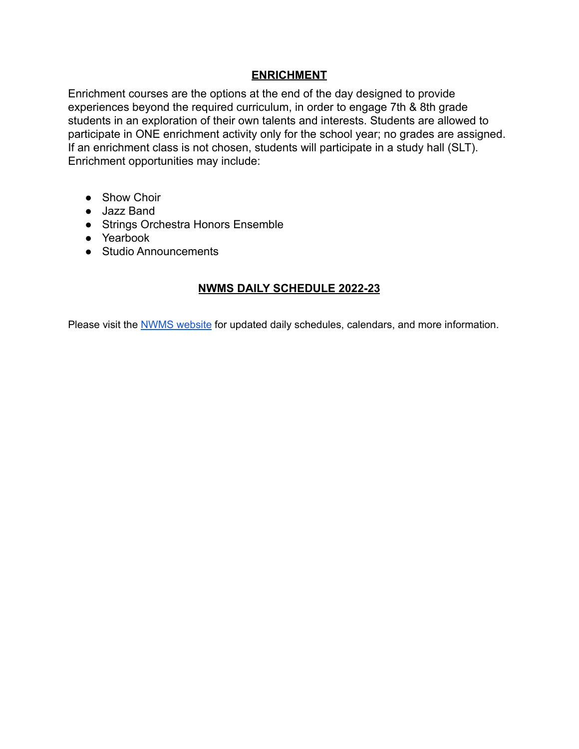## ENRICHMENT

Enrichment courses are the options at the end of the day designed to provide experiences beyond the required curriculum, in order to engage 7th & 8th grade students in an exploration of their own talents and interests. Students are allowed to participate in ONE enrichment activity only for the school year; no grades are assigned. If an enrichment class is not chosen, students will participate in a study hall (SLT). Enrichment opportunities may include:

- Show Choir
- Jazz Band
- Strings Orchestra Honors Ensemble
- Yearbook
- Studio Announcements

## NWMS DAILY SCHEDULE 2022-23

Please visit the NWMS website for updated daily schedules, calendars, and more information.